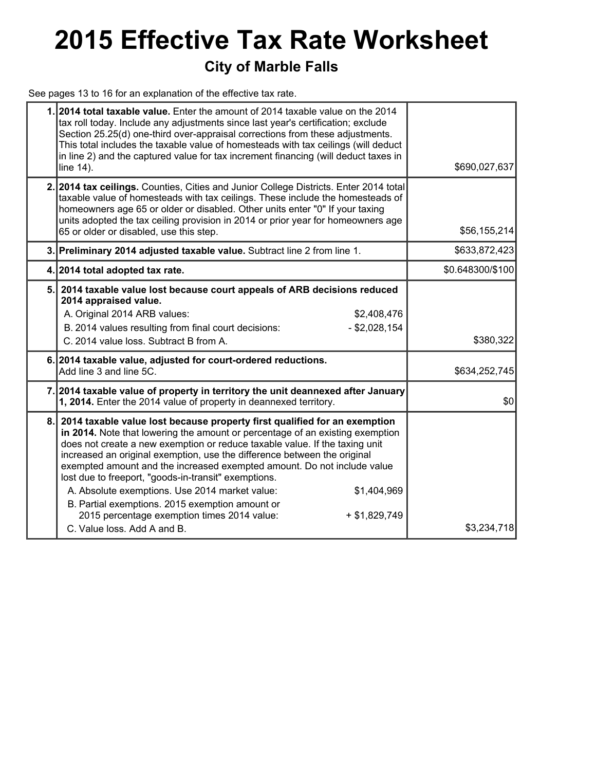# 2015 Effective Tax Rate Worksheet

## City of Marble Falls

See pages 13 to 16 for an explanation of the effective tax rate.

| | | |
|---|---|---|
| 1. | **2014 total taxable value.** Enter the amount of 2014 taxable value on the 2014 tax roll today. Include any adjustments since last year's certification; exclude Section 25.25(d) one-third over-appraisal corrections from these adjustments. This total includes the taxable value of homesteads with tax ceilings (will deduct in line 2) and the captured value for tax increment financing (will deduct taxes in line 14). | $690,027,637 |
| 2. | **2014 tax ceilings.** Counties, Cities and Junior College Districts. Enter 2014 total taxable value of homesteads with tax ceilings. These include the homesteads of homeowners age 65 or older or disabled. Other units enter "0" If your taxing units adopted the tax ceiling provision in 2014 or prior year for homeowners age 65 or older or disabled, use this step. | $56,155,214 |
| 3. | **Preliminary 2014 adjusted taxable value.** Subtract line 2 from line 1. | $633,872,423 |
| 4. | **2014 total adopted tax rate.** | $0.648300/$100 |
| 5. | **2014 taxable value lost because court appeals of ARB decisions reduced 2014 appraised value.**<br>A. Original 2014 ARB values: $2,408,476<br>B. 2014 values resulting from final court decisions: - $2,028,154<br>C. 2014 value loss. Subtract B from A. | $380,322 |
| 6. | **2014 taxable value, adjusted for court-ordered reductions.** Add line 3 and line 5C. | $634,252,745 |
| 7. | **2014 taxable value of property in territory the unit deannexed after January 1, 2014.** Enter the 2014 value of property in deannexed territory. | $0 |
| 8. | **2014 taxable value lost because property first qualified for an exemption in 2014.** Note that lowering the amount or percentage of an existing exemption does not create a new exemption or reduce taxable value. If the taxing unit increased an original exemption, use the difference between the original exempted amount and the increased exempted amount. Do not include value lost due to freeport, "goods-in-transit" exemptions.<br>A. Absolute exemptions. Use 2014 market value: $1,404,969<br>B. Partial exemptions. 2015 exemption amount or 2015 percentage exemption times 2014 value: + $1,829,749<br>C. Value loss. Add A and B. | $3,234,718 |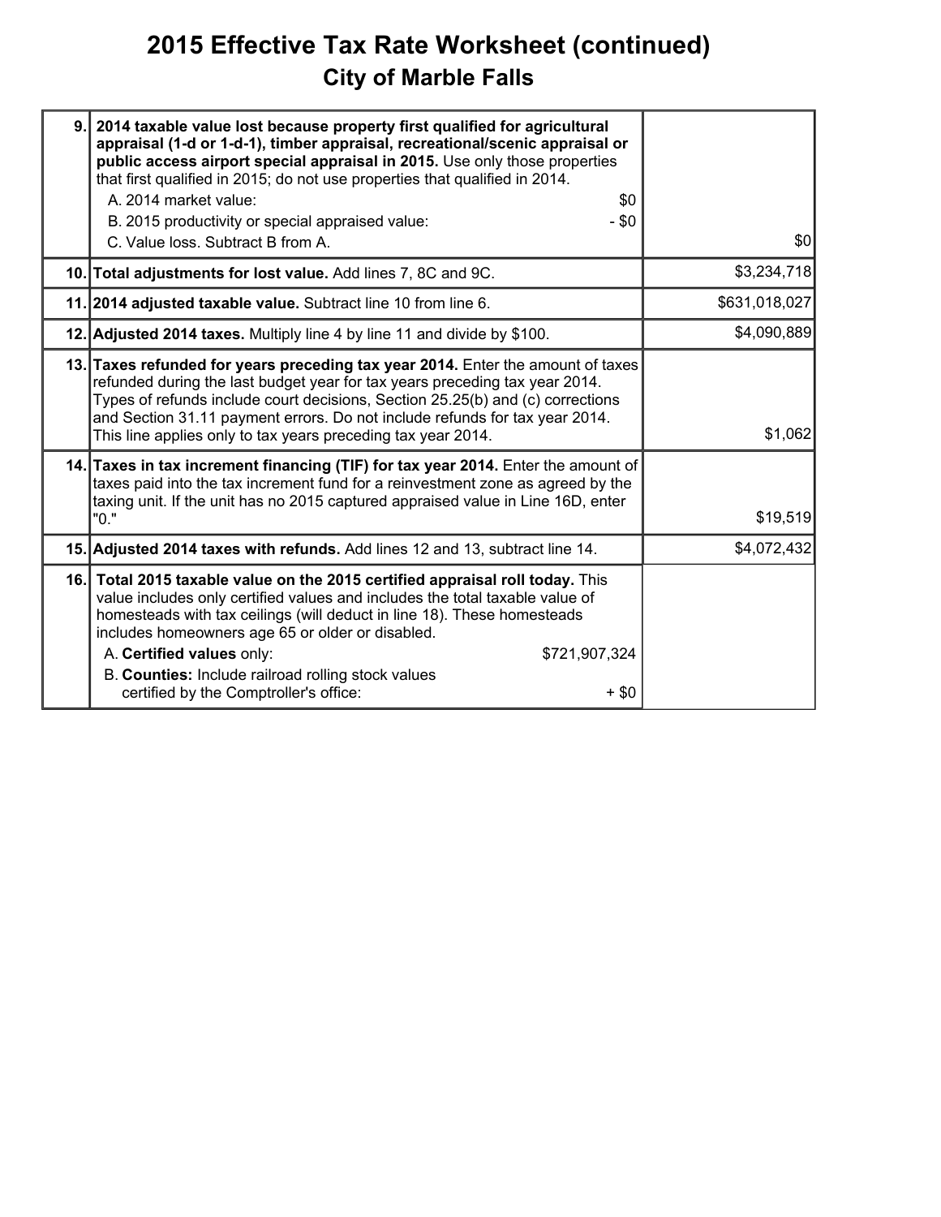# 2015 Effective Tax Rate Worksheet (continued)
## City of Marble Falls

| Line | Description | Amount |
|---|---|---|
| 9. | **2014 taxable value lost because property first qualified for agricultural appraisal (1-d or 1-d-1), timber appraisal, recreational/scenic appraisal or public access airport special appraisal in 2015.** Use only those properties that first qualified in 2015; do not use properties that qualified in 2014.<br>A. 2014 market value: $0<br>B. 2015 productivity or special appraised value: - $0<br>C. Value loss. Subtract B from A. | $0 |
| 10. | **Total adjustments for lost value.** Add lines 7, 8C and 9C. | $3,234,718 |
| 11. | **2014 adjusted taxable value.** Subtract line 10 from line 6. | $631,018,027 |
| 12. | **Adjusted 2014 taxes.** Multiply line 4 by line 11 and divide by $100. | $4,090,889 |
| 13. | **Taxes refunded for years preceding tax year 2014.** Enter the amount of taxes refunded during the last budget year for tax years preceding tax year 2014. Types of refunds include court decisions, Section 25.25(b) and (c) corrections and Section 31.11 payment errors. Do not include refunds for tax year 2014. This line applies only to tax years preceding tax year 2014. | $1,062 |
| 14. | **Taxes in tax increment financing (TIF) for tax year 2014.** Enter the amount of taxes paid into the tax increment fund for a reinvestment zone as agreed by the taxing unit. If the unit has no 2015 captured appraised value in Line 16D, enter "0." | $19,519 |
| 15. | **Adjusted 2014 taxes with refunds.** Add lines 12 and 13, subtract line 14. | $4,072,432 |
| 16. | **Total 2015 taxable value on the 2015 certified appraisal roll today.** This value includes only certified values and includes the total taxable value of homesteads with tax ceilings (will deduct in line 18). These homesteads includes homeowners age 65 or older or disabled.<br>A. **Certified values** only: $721,907,324<br>B. **Counties:** Include railroad rolling stock values certified by the Comptroller's office: + $0 | |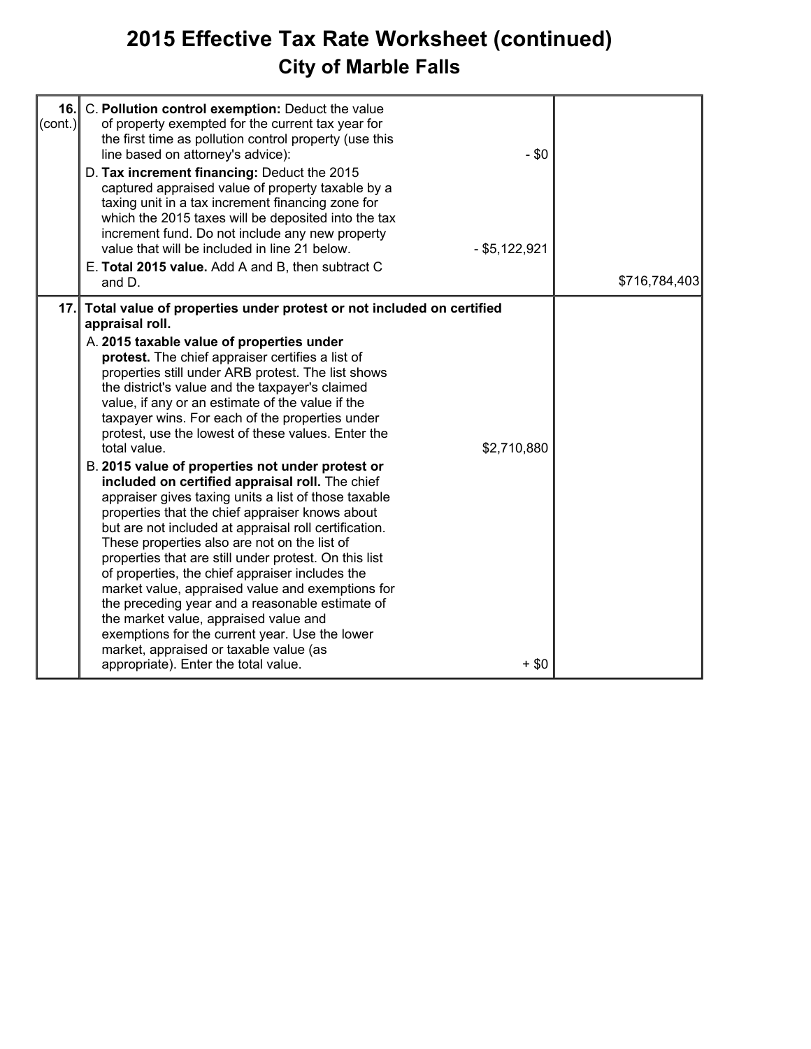# 2015 Effective Tax Rate Worksheet (continued)

## City of Marble Falls

| | | | |
|---|---|---|---|
| 16. (cont.) | C. **Pollution control exemption:** Deduct the value of property exempted for the current tax year for the first time as pollution control property (use this line based on attorney's advice): | - $0 | |
| | D. **Tax increment financing:** Deduct the 2015 captured appraised value of property taxable by a taxing unit in a tax increment financing zone for which the 2015 taxes will be deposited into the tax increment fund. Do not include any new property value that will be included in line 21 below. | - $5,122,921 | |
| | E. **Total 2015 value.** Add A and B, then subtract C and D. | | $716,784,403 |
| 17. | **Total value of properties under protest or not included on certified appraisal roll.** | | |
| | A. **2015 taxable value of properties under protest.** The chief appraiser certifies a list of properties still under ARB protest. The list shows the district's value and the taxpayer's claimed value, if any or an estimate of the value if the taxpayer wins. For each of the properties under protest, use the lowest of these values. Enter the total value. | $2,710,880 | |
| | B. **2015 value of properties not under protest or included on certified appraisal roll.** The chief appraiser gives taxing units a list of those taxable properties that the chief appraiser knows about but are not included at appraisal roll certification. These properties also are not on the list of properties that are still under protest. On this list of properties, the chief appraiser includes the market value, appraised value and exemptions for the preceding year and a reasonable estimate of the market value, appraised value and exemptions for the current year. Use the lower market, appraised or taxable value (as appropriate). Enter the total value. | + $0 | |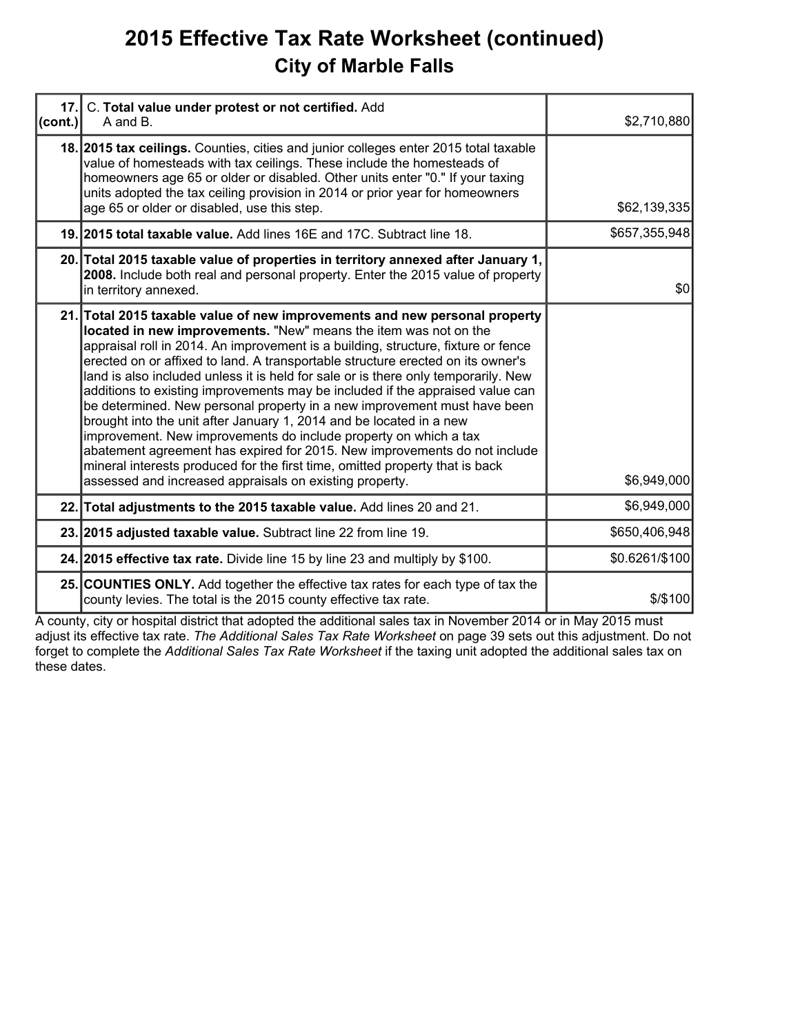# 2015 Effective Tax Rate Worksheet (continued)

## City of Marble Falls

| | | |
|---|---|---|
| 17. (cont.) | C. **Total value under protest or not certified.** Add A and B. | $2,710,880 |
| 18. | **2015 tax ceilings.** Counties, cities and junior colleges enter 2015 total taxable value of homesteads with tax ceilings. These include the homesteads of homeowners age 65 or older or disabled. Other units enter "0." If your taxing units adopted the tax ceiling provision in 2014 or prior year for homeowners age 65 or older or disabled, use this step. | $62,139,335 |
| 19. | **2015 total taxable value.** Add lines 16E and 17C. Subtract line 18. | $657,355,948 |
| 20. | **Total 2015 taxable value of properties in territory annexed after January 1, 2008.** Include both real and personal property. Enter the 2015 value of property in territory annexed. | $0 |
| 21. | **Total 2015 taxable value of new improvements and new personal property located in new improvements.** "New" means the item was not on the appraisal roll in 2014. An improvement is a building, structure, fixture or fence erected on or affixed to land. A transportable structure erected on its owner's land is also included unless it is held for sale or is there only temporarily. New additions to existing improvements may be included if the appraised value can be determined. New personal property in a new improvement must have been brought into the unit after January 1, 2014 and be located in a new improvement. New improvements do include property on which a tax abatement agreement has expired for 2015. New improvements do not include mineral interests produced for the first time, omitted property that is back assessed and increased appraisals on existing property. | $6,949,000 |
| 22. | **Total adjustments to the 2015 taxable value.** Add lines 20 and 21. | $6,949,000 |
| 23. | **2015 adjusted taxable value.** Subtract line 22 from line 19. | $650,406,948 |
| 24. | **2015 effective tax rate.** Divide line 15 by line 23 and multiply by $100. | $0.6261/$100 |
| 25. | **COUNTIES ONLY.** Add together the effective tax rates for each type of tax the county levies. The total is the 2015 county effective tax rate. | $/$100 |

A county, city or hospital district that adopted the additional sales tax in November 2014 or in May 2015 must adjust its effective tax rate. *The Additional Sales Tax Rate Worksheet* on page 39 sets out this adjustment. Do not forget to complete the *Additional Sales Tax Rate Worksheet* if the taxing unit adopted the additional sales tax on these dates.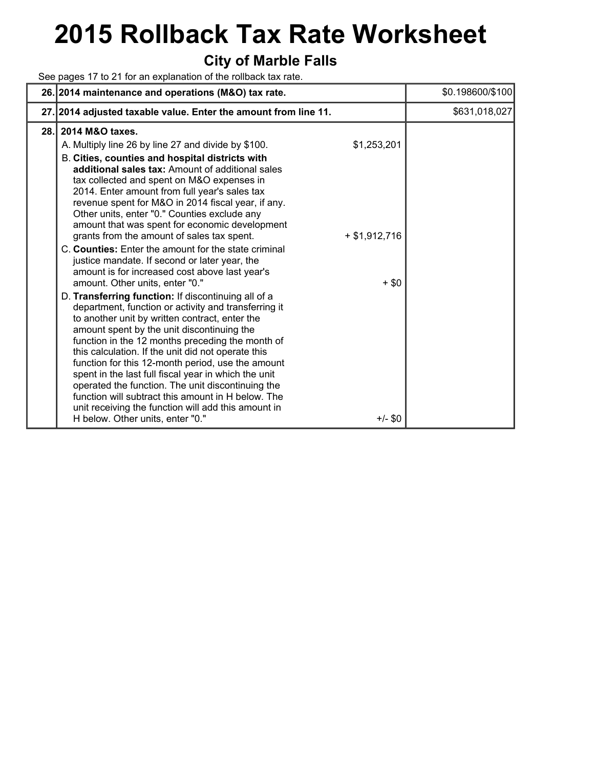# 2015 Rollback Tax Rate Worksheet

## City of Marble Falls

See pages 17 to 21 for an explanation of the rollback tax rate.

| Line | Description | | Amount |
|---|---|---|---|
| 26. | **2014 maintenance and operations (M&O) tax rate.** | | $0.198600/$100 |
| 27. | **2014 adjusted taxable value. Enter the amount from line 11.** | | $631,018,027 |
| 28. | **2014 M&O taxes.** | | |
| | A. Multiply line 26 by line 27 and divide by $100. | $1,253,201 | |
| | B. **Cities, counties and hospital districts with additional sales tax:** Amount of additional sales tax collected and spent on M&O expenses in 2014. Enter amount from full year's sales tax revenue spent for M&O in 2014 fiscal year, if any. Other units, enter "0." Counties exclude any amount that was spent for economic development grants from the amount of sales tax spent. | + $1,912,716 | |
| | C. **Counties:** Enter the amount for the state criminal justice mandate. If second or later year, the amount is for increased cost above last year's amount. Other units, enter "0." | + $0 | |
| | D. **Transferring function:** If discontinuing all of a department, function or activity and transferring it to another unit by written contract, enter the amount spent by the unit discontinuing the function in the 12 months preceding the month of this calculation. If the unit did not operate this function for this 12-month period, use the amount spent in the last full fiscal year in which the unit operated the function. The unit discontinuing the function will subtract this amount in H below. The unit receiving the function will add this amount in H below. Other units, enter "0." | +/- $0 | |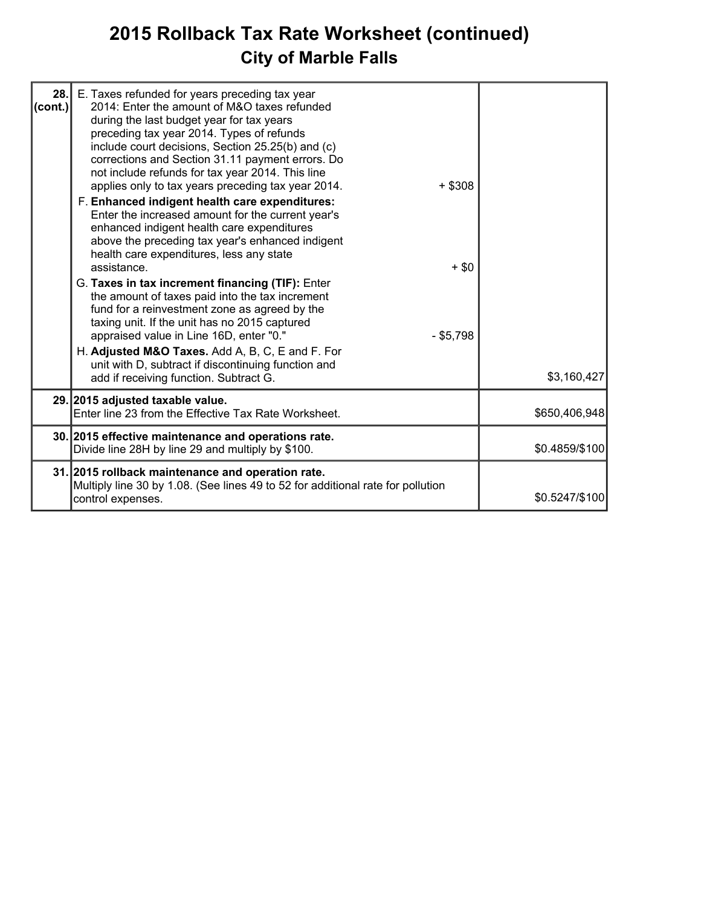# 2015 Rollback Tax Rate Worksheet (continued)

## City of Marble Falls

| | | | |
|---|---|---|---|
| 28. (cont.) | E. Taxes refunded for years preceding tax year 2014: Enter the amount of M&O taxes refunded during the last budget year for tax years preceding tax year 2014. Types of refunds include court decisions, Section 25.25(b) and (c) corrections and Section 31.11 payment errors. Do not include refunds for tax year 2014. This line applies only to tax years preceding tax year 2014. | + $308 | |
| | F. **Enhanced indigent health care expenditures:** Enter the increased amount for the current year's enhanced indigent health care expenditures above the preceding tax year's enhanced indigent health care expenditures, less any state assistance. | + $0 | |
| | G. **Taxes in tax increment financing (TIF):** Enter the amount of taxes paid into the tax increment fund for a reinvestment zone as agreed by the taxing unit. If the unit has no 2015 captured appraised value in Line 16D, enter "0." | - $5,798 | |
| | H. **Adjusted M&O Taxes.** Add A, B, C, E and F. For unit with D, subtract if discontinuing function and add if receiving function. Subtract G. | | $3,160,427 |
| 29. | **2015 adjusted taxable value.** Enter line 23 from the Effective Tax Rate Worksheet. | | $650,406,948 |
| 30. | **2015 effective maintenance and operations rate.** Divide line 28H by line 29 and multiply by $100. | | $0.4859/$100 |
| 31. | **2015 rollback maintenance and operation rate.** Multiply line 30 by 1.08. (See lines 49 to 52 for additional rate for pollution control expenses. | | $0.5247/$100 |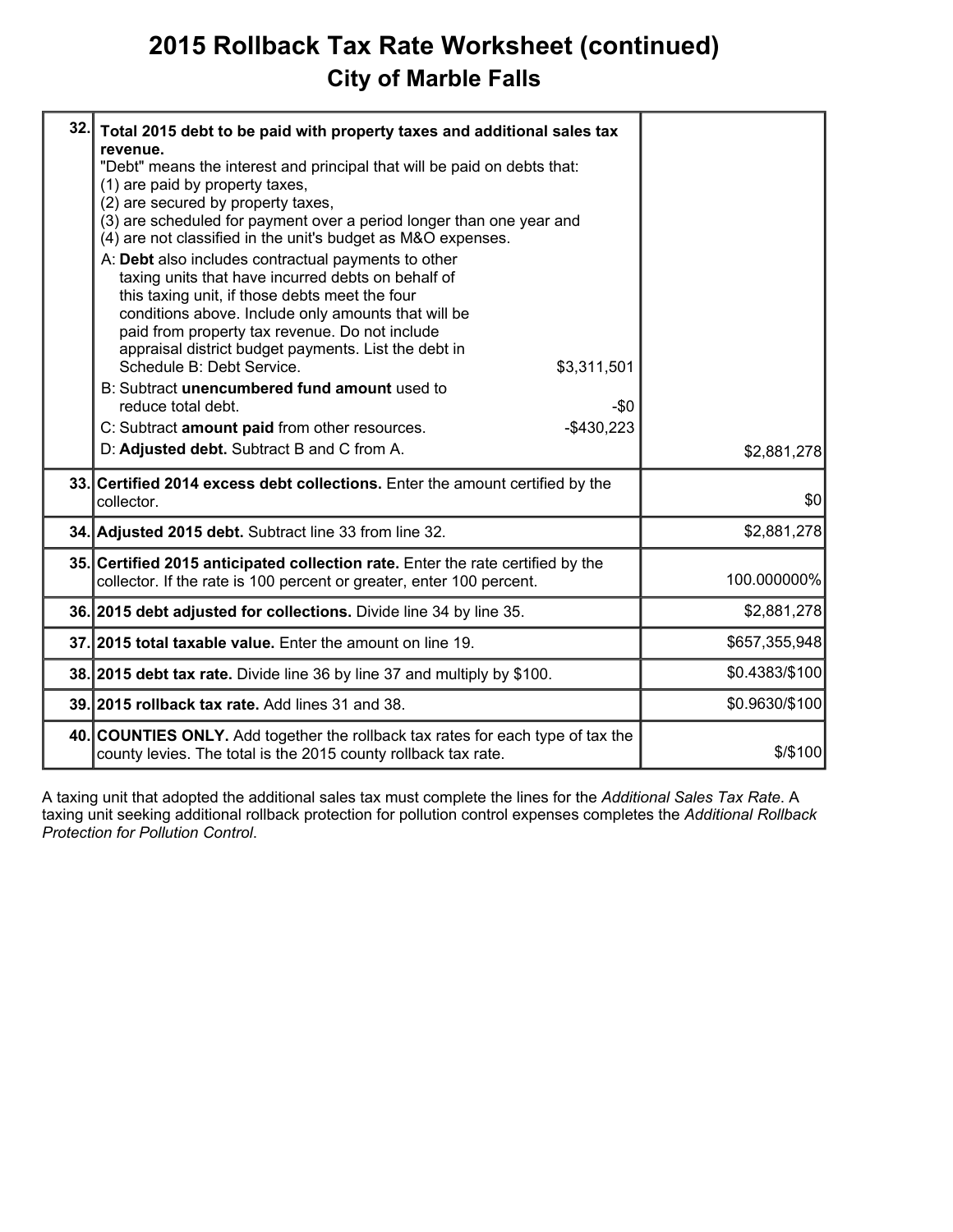# 2015 Rollback Tax Rate Worksheet (continued)

## City of Marble Falls

| Line | Description | Amount |
|---|---|---|
| 32. | **Total 2015 debt to be paid with property taxes and additional sales tax revenue.**<br>"Debt" means the interest and principal that will be paid on debts that:<br>(1) are paid by property taxes,<br>(2) are secured by property taxes,<br>(3) are scheduled for payment over a period longer than one year and<br>(4) are not classified in the unit's budget as M&O expenses.<br>A: **Debt** also includes contractual payments to other taxing units that have incurred debts on behalf of this taxing unit, if those debts meet the four conditions above. Include only amounts that will be paid from property tax revenue. Do not include appraisal district budget payments. List the debt in Schedule B: Debt Service. $3,311,501<br>B: Subtract **unencumbered fund amount** used to reduce total debt. -$0<br>C: Subtract **amount paid** from other resources. -$430,223<br>D: **Adjusted debt.** Subtract B and C from A. | $2,881,278 |
| 33. | **Certified 2014 excess debt collections.** Enter the amount certified by the collector. | $0 |
| 34. | **Adjusted 2015 debt.** Subtract line 33 from line 32. | $2,881,278 |
| 35. | **Certified 2015 anticipated collection rate.** Enter the rate certified by the collector. If the rate is 100 percent or greater, enter 100 percent. | 100.000000% |
| 36. | **2015 debt adjusted for collections.** Divide line 34 by line 35. | $2,881,278 |
| 37. | **2015 total taxable value.** Enter the amount on line 19. | $657,355,948 |
| 38. | **2015 debt tax rate.** Divide line 36 by line 37 and multiply by $100. | $0.4383/$100 |
| 39. | **2015 rollback tax rate.** Add lines 31 and 38. | $0.9630/$100 |
| 40. | **COUNTIES ONLY.** Add together the rollback tax rates for each type of tax the county levies. The total is the 2015 county rollback tax rate. | $/$100 |

A taxing unit that adopted the additional sales tax must complete the lines for the *Additional Sales Tax Rate*. A taxing unit seeking additional rollback protection for pollution control expenses completes the *Additional Rollback Protection for Pollution Control*.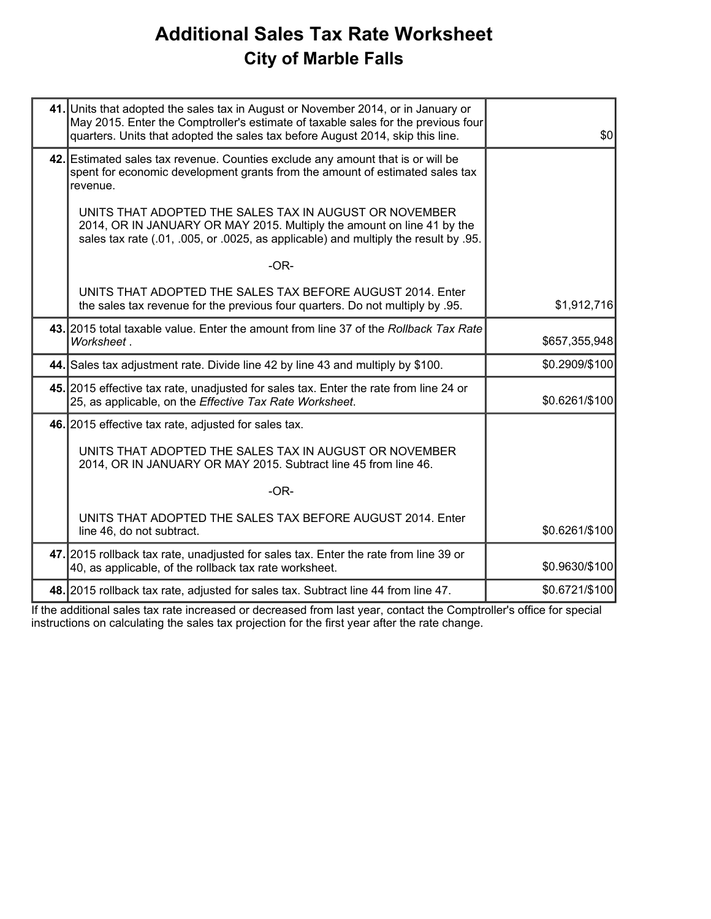# Additional Sales Tax Rate Worksheet

## City of Marble Falls

| | | |
|---|---|---|
| **41.** | Units that adopted the sales tax in August or November 2014, or in January or May 2015. Enter the Comptroller's estimate of taxable sales for the previous four quarters. Units that adopted the sales tax before August 2014, skip this line. | $0 |
| **42.** | Estimated sales tax revenue. Counties exclude any amount that is or will be spent for economic development grants from the amount of estimated sales tax revenue.<br><br>UNITS THAT ADOPTED THE SALES TAX IN AUGUST OR NOVEMBER 2014, OR IN JANUARY OR MAY 2015. Multiply the amount on line 41 by the sales tax rate (.01, .005, or .0025, as applicable) and multiply the result by .95.<br><br>-OR-<br><br>UNITS THAT ADOPTED THE SALES TAX BEFORE AUGUST 2014. Enter the sales tax revenue for the previous four quarters. Do not multiply by .95. | $1,912,716 |
| **43.** | 2015 total taxable value. Enter the amount from line 37 of the *Rollback Tax Rate Worksheet* . | $657,355,948 |
| **44.** | Sales tax adjustment rate. Divide line 42 by line 43 and multiply by $100. | $0.2909/$100 |
| **45.** | 2015 effective tax rate, unadjusted for sales tax. Enter the rate from line 24 or 25, as applicable, on the *Effective Tax Rate Worksheet*. | $0.6261/$100 |
| **46.** | 2015 effective tax rate, adjusted for sales tax.<br><br>UNITS THAT ADOPTED THE SALES TAX IN AUGUST OR NOVEMBER 2014, OR IN JANUARY OR MAY 2015. Subtract line 45 from line 46.<br><br>-OR-<br><br>UNITS THAT ADOPTED THE SALES TAX BEFORE AUGUST 2014. Enter line 46, do not subtract. | $0.6261/$100 |
| **47.** | 2015 rollback tax rate, unadjusted for sales tax. Enter the rate from line 39 or 40, as applicable, of the rollback tax rate worksheet. | $0.9630/$100 |
| **48.** | 2015 rollback tax rate, adjusted for sales tax. Subtract line 44 from line 47. | $0.6721/$100 |

If the additional sales tax rate increased or decreased from last year, contact the Comptroller's office for special instructions on calculating the sales tax projection for the first year after the rate change.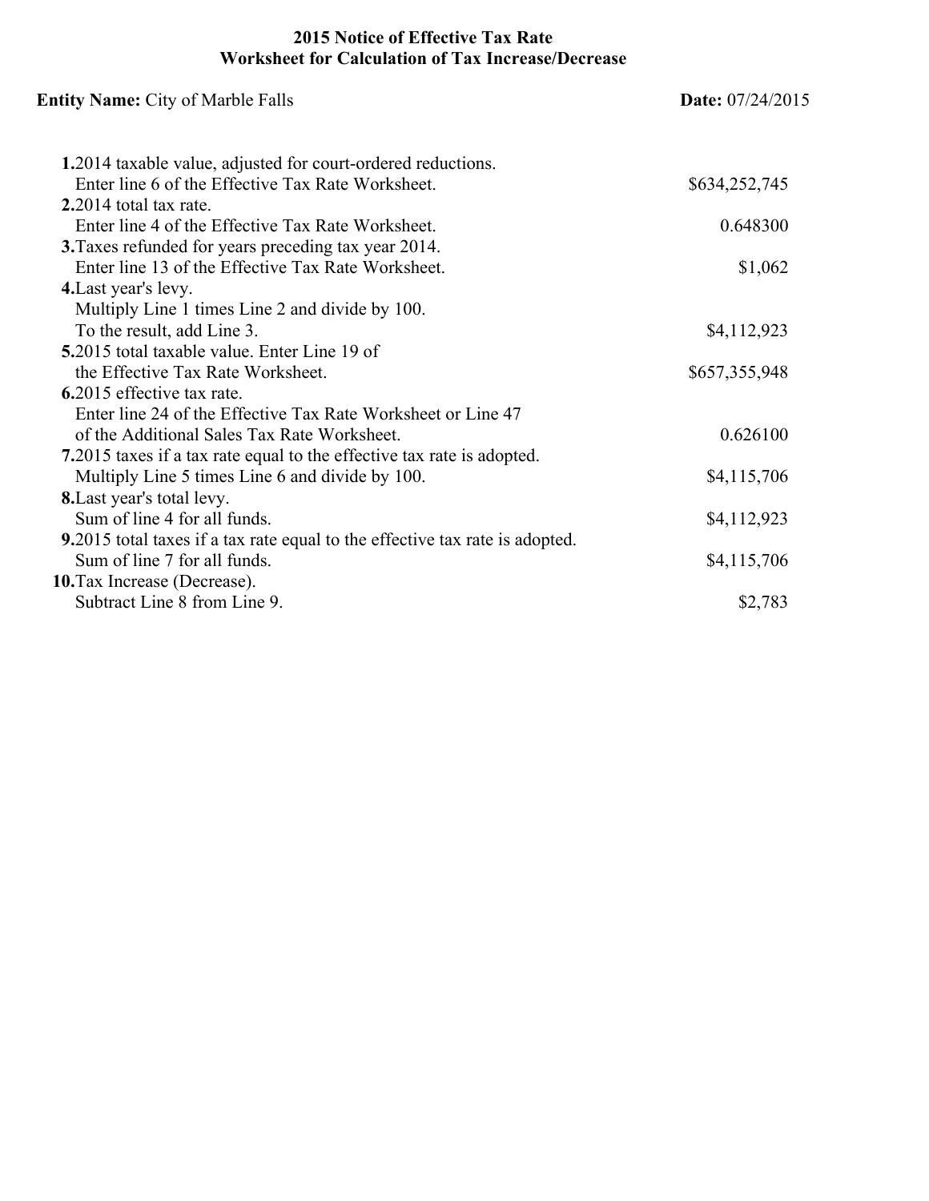# 2015 Notice of Effective Tax Rate
## Worksheet for Calculation of Tax Increase/Decrease

**Entity Name:** City of Marble Falls **Date:** 07/24/2015

| | |
|---|---|
| **1.** 2014 taxable value, adjusted for court-ordered reductions. Enter line 6 of the Effective Tax Rate Worksheet. | $634,252,745 |
| **2.** 2014 total tax rate. Enter line 4 of the Effective Tax Rate Worksheet. | 0.648300 |
| **3.** Taxes refunded for years preceding tax year 2014. Enter line 13 of the Effective Tax Rate Worksheet. | $1,062 |
| **4.** Last year's levy. Multiply Line 1 times Line 2 and divide by 100. To the result, add Line 3. | $4,112,923 |
| **5.** 2015 total taxable value. Enter Line 19 of the Effective Tax Rate Worksheet. | $657,355,948 |
| **6.** 2015 effective tax rate. Enter line 24 of the Effective Tax Rate Worksheet or Line 47 of the Additional Sales Tax Rate Worksheet. | 0.626100 |
| **7.** 2015 taxes if a tax rate equal to the effective tax rate is adopted. Multiply Line 5 times Line 6 and divide by 100. | $4,115,706 |
| **8.** Last year's total levy. Sum of line 4 for all funds. | $4,112,923 |
| **9.** 2015 total taxes if a tax rate equal to the effective tax rate is adopted. Sum of line 7 for all funds. | $4,115,706 |
| **10.** Tax Increase (Decrease). Subtract Line 8 from Line 9. | $2,783 |